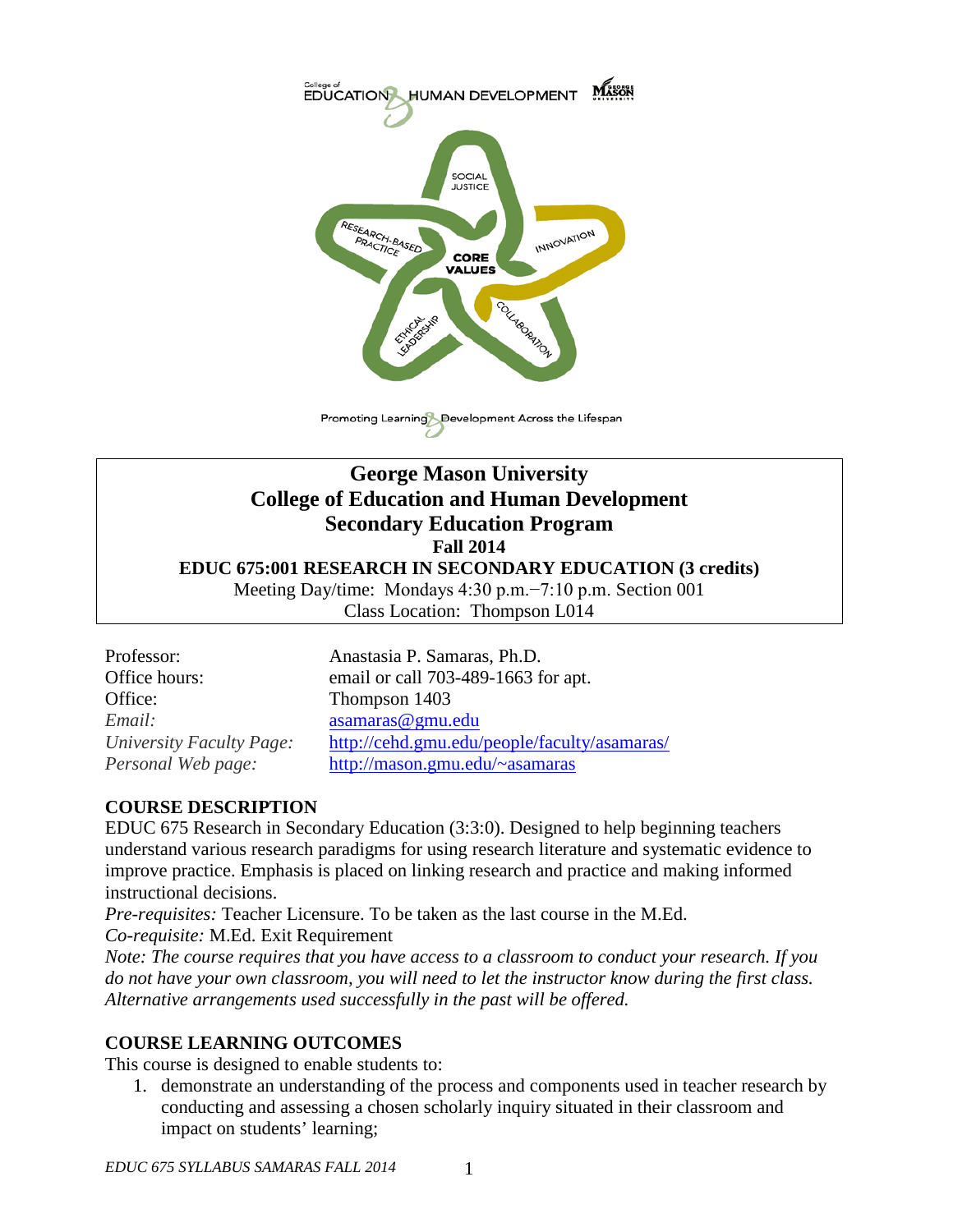College of EDUCATION & HUMAN DEVELOPMENT — GEORGE MASON UNIVERSITY

CORE VALUES: SOCIAL JUSTICE, INNOVATION, COLLABORATION, ETHICAL LEADERSHIP, RESEARCH-BASED PRACTICE

Promoting Learning & Development Across the Lifespan

# George Mason University
# College of Education and Human Development
# Secondary Education Program

**Fall 2014**

**EDUC 675:001 RESEARCH IN SECONDARY EDUCATION (3 credits)**

Meeting Day/time: Mondays 4:30 p.m.−7:10 p.m. Section 001

Class Location: Thompson L014

| | |
|---|---|
| Professor: | Anastasia P. Samaras, Ph.D. |
| Office hours: | email or call 703-489-1663 for apt. |
| Office: | Thompson 1403 |
| *Email:* | asamaras@gmu.edu |
| *University Faculty Page:* | http://cehd.gmu.edu/people/faculty/asamaras/ |
| *Personal Web page:* | http://mason.gmu.edu/~asamaras |

## COURSE DESCRIPTION

EDUC 675 Research in Secondary Education (3:3:0). Designed to help beginning teachers understand various research paradigms for using research literature and systematic evidence to improve practice. Emphasis is placed on linking research and practice and making informed instructional decisions.

*Pre-requisites:* Teacher Licensure. To be taken as the last course in the M.Ed.

*Co-requisite:* M.Ed. Exit Requirement

*Note: The course requires that you have access to a classroom to conduct your research. If you do not have your own classroom, you will need to let the instructor know during the first class. Alternative arrangements used successfully in the past will be offered.*

## COURSE LEARNING OUTCOMES

This course is designed to enable students to:

1. demonstrate an understanding of the process and components used in teacher research by conducting and assessing a chosen scholarly inquiry situated in their classroom and impact on students' learning;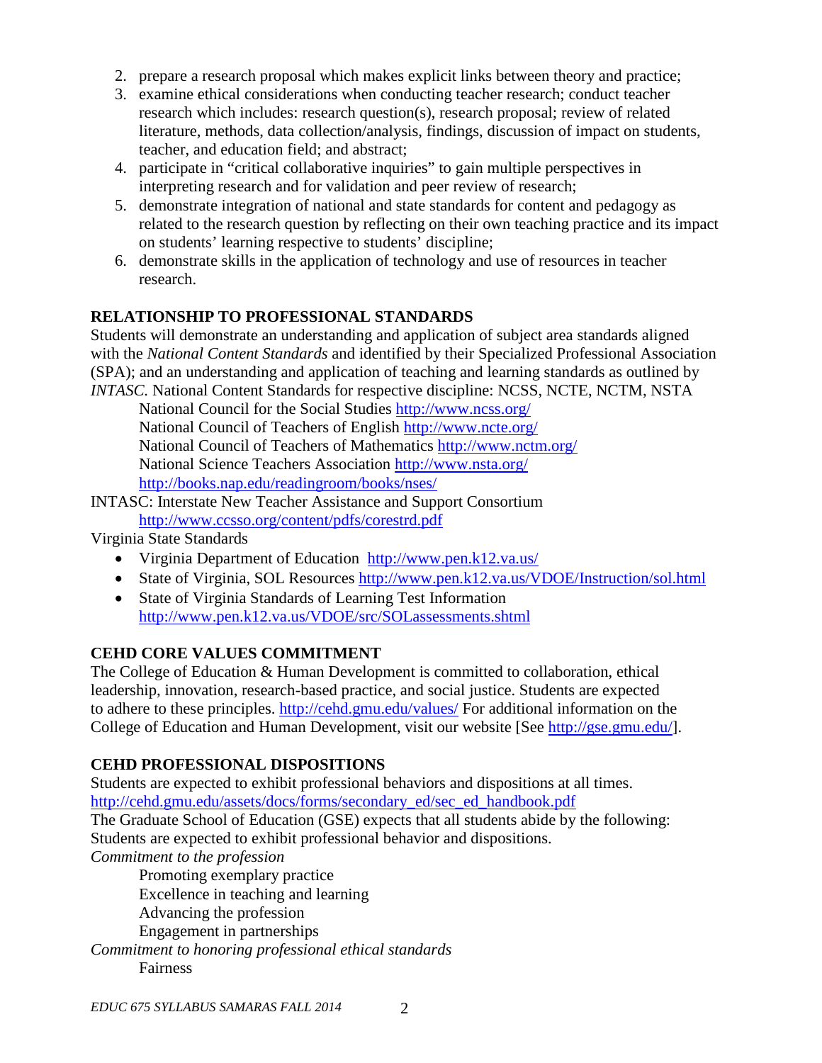2. prepare a research proposal which makes explicit links between theory and practice;
3. examine ethical considerations when conducting teacher research; conduct teacher research which includes: research question(s), research proposal; review of related literature, methods, data collection/analysis, findings, discussion of impact on students, teacher, and education field; and abstract;
4. participate in "critical collaborative inquiries" to gain multiple perspectives in interpreting research and for validation and peer review of research;
5. demonstrate integration of national and state standards for content and pedagogy as related to the research question by reflecting on their own teaching practice and its impact on students' learning respective to students' discipline;
6. demonstrate skills in the application of technology and use of resources in teacher research.

**RELATIONSHIP TO PROFESSIONAL STANDARDS**

Students will demonstrate an understanding and application of subject area standards aligned with the *National Content Standards* and identified by their Specialized Professional Association (SPA); and an understanding and application of teaching and learning standards as outlined by *INTASC.* National Content Standards for respective discipline: NCSS, NCTE, NCTM, NSTA

National Council for the Social Studies http://www.ncss.org/
National Council of Teachers of English http://www.ncte.org/
National Council of Teachers of Mathematics http://www.nctm.org/
National Science Teachers Association http://www.nsta.org/
http://books.nap.edu/readingroom/books/nses/

INTASC: Interstate New Teacher Assistance and Support Consortium
http://www.ccsso.org/content/pdfs/corestrd.pdf

Virginia State Standards

- Virginia Department of Education http://www.pen.k12.va.us/
- State of Virginia, SOL Resources http://www.pen.k12.va.us/VDOE/Instruction/sol.html
- State of Virginia Standards of Learning Test Information http://www.pen.k12.va.us/VDOE/src/SOLassessments.shtml

**CEHD CORE VALUES COMMITMENT**

The College of Education & Human Development is committed to collaboration, ethical leadership, innovation, research-based practice, and social justice. Students are expected to adhere to these principles. http://cehd.gmu.edu/values/ For additional information on the College of Education and Human Development, visit our website [See http://gse.gmu.edu/].

**CEHD PROFESSIONAL DISPOSITIONS**

Students are expected to exhibit professional behaviors and dispositions at all times.
http://cehd.gmu.edu/assets/docs/forms/secondary_ed/sec_ed_handbook.pdf
The Graduate School of Education (GSE) expects that all students abide by the following:
Students are expected to exhibit professional behavior and dispositions.

*Commitment to the profession*

Promoting exemplary practice
Excellence in teaching and learning
Advancing the profession
Engagement in partnerships

*Commitment to honoring professional ethical standards*

Fairness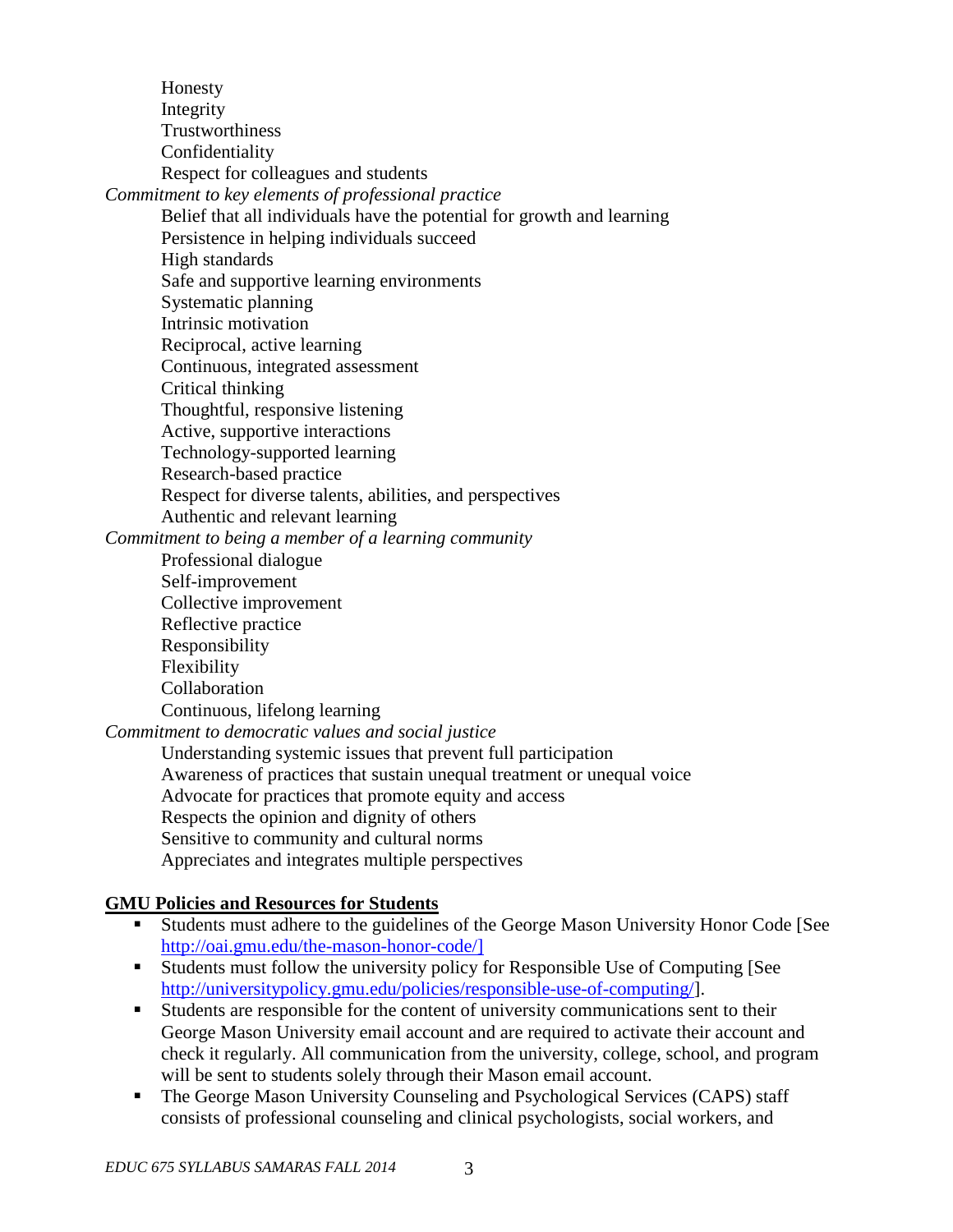- Honesty
- Integrity
- Trustworthiness
- Confidentiality
- Respect for colleagues and students

*Commitment to key elements of professional practice*

- Belief that all individuals have the potential for growth and learning
- Persistence in helping individuals succeed
- High standards
- Safe and supportive learning environments
- Systematic planning
- Intrinsic motivation
- Reciprocal, active learning
- Continuous, integrated assessment
- Critical thinking
- Thoughtful, responsive listening
- Active, supportive interactions
- Technology-supported learning
- Research-based practice
- Respect for diverse talents, abilities, and perspectives
- Authentic and relevant learning

*Commitment to being a member of a learning community*

- Professional dialogue
- Self-improvement
- Collective improvement
- Reflective practice
- Responsibility
- Flexibility
- Collaboration
- Continuous, lifelong learning

*Commitment to democratic values and social justice*

- Understanding systemic issues that prevent full participation
- Awareness of practices that sustain unequal treatment or unequal voice
- Advocate for practices that promote equity and access
- Respects the opinion and dignity of others
- Sensitive to community and cultural norms
- Appreciates and integrates multiple perspectives

## GMU Policies and Resources for Students

- Students must adhere to the guidelines of the George Mason University Honor Code [See http://oai.gmu.edu/the-mason-honor-code/]
- Students must follow the university policy for Responsible Use of Computing [See http://universitypolicy.gmu.edu/policies/responsible-use-of-computing/].
- Students are responsible for the content of university communications sent to their George Mason University email account and are required to activate their account and check it regularly. All communication from the university, college, school, and program will be sent to students solely through their Mason email account.
- The George Mason University Counseling and Psychological Services (CAPS) staff consists of professional counseling and clinical psychologists, social workers, and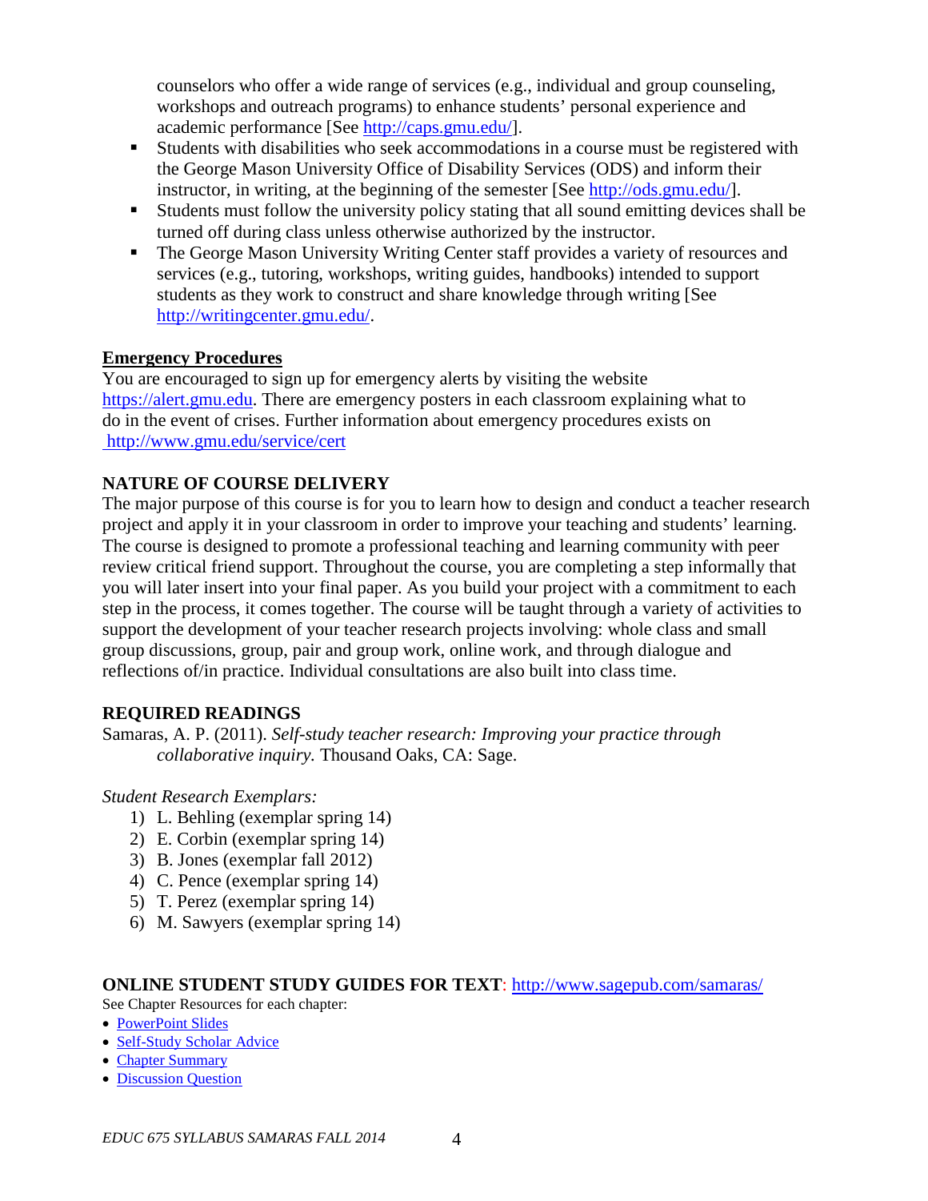counselors who offer a wide range of services (e.g., individual and group counseling, workshops and outreach programs) to enhance students' personal experience and academic performance [See http://caps.gmu.edu/].

- Students with disabilities who seek accommodations in a course must be registered with the George Mason University Office of Disability Services (ODS) and inform their instructor, in writing, at the beginning of the semester [See http://ods.gmu.edu/].
- Students must follow the university policy stating that all sound emitting devices shall be turned off during class unless otherwise authorized by the instructor.
- The George Mason University Writing Center staff provides a variety of resources and services (e.g., tutoring, workshops, writing guides, handbooks) intended to support students as they work to construct and share knowledge through writing [See http://writingcenter.gmu.edu/.

## Emergency Procedures

You are encouraged to sign up for emergency alerts by visiting the website https://alert.gmu.edu. There are emergency posters in each classroom explaining what to do in the event of crises. Further information about emergency procedures exists on http://www.gmu.edu/service/cert

## NATURE OF COURSE DELIVERY

The major purpose of this course is for you to learn how to design and conduct a teacher research project and apply it in your classroom in order to improve your teaching and students' learning. The course is designed to promote a professional teaching and learning community with peer review critical friend support. Throughout the course, you are completing a step informally that you will later insert into your final paper. As you build your project with a commitment to each step in the process, it comes together. The course will be taught through a variety of activities to support the development of your teacher research projects involving: whole class and small group discussions, group, pair and group work, online work, and through dialogue and reflections of/in practice. Individual consultations are also built into class time.

## REQUIRED READINGS

Samaras, A. P. (2011). *Self-study teacher research: Improving your practice through collaborative inquiry.* Thousand Oaks, CA: Sage.

*Student Research Exemplars:*

1) L. Behling (exemplar spring 14)
2) E. Corbin (exemplar spring 14)
3) B. Jones (exemplar fall 2012)
4) C. Pence (exemplar spring 14)
5) T. Perez (exemplar spring 14)
6) M. Sawyers (exemplar spring 14)

## ONLINE STUDENT STUDY GUIDES FOR TEXT: http://www.sagepub.com/samaras/

See Chapter Resources for each chapter:

- PowerPoint Slides
- Self-Study Scholar Advice
- Chapter Summary
- Discussion Question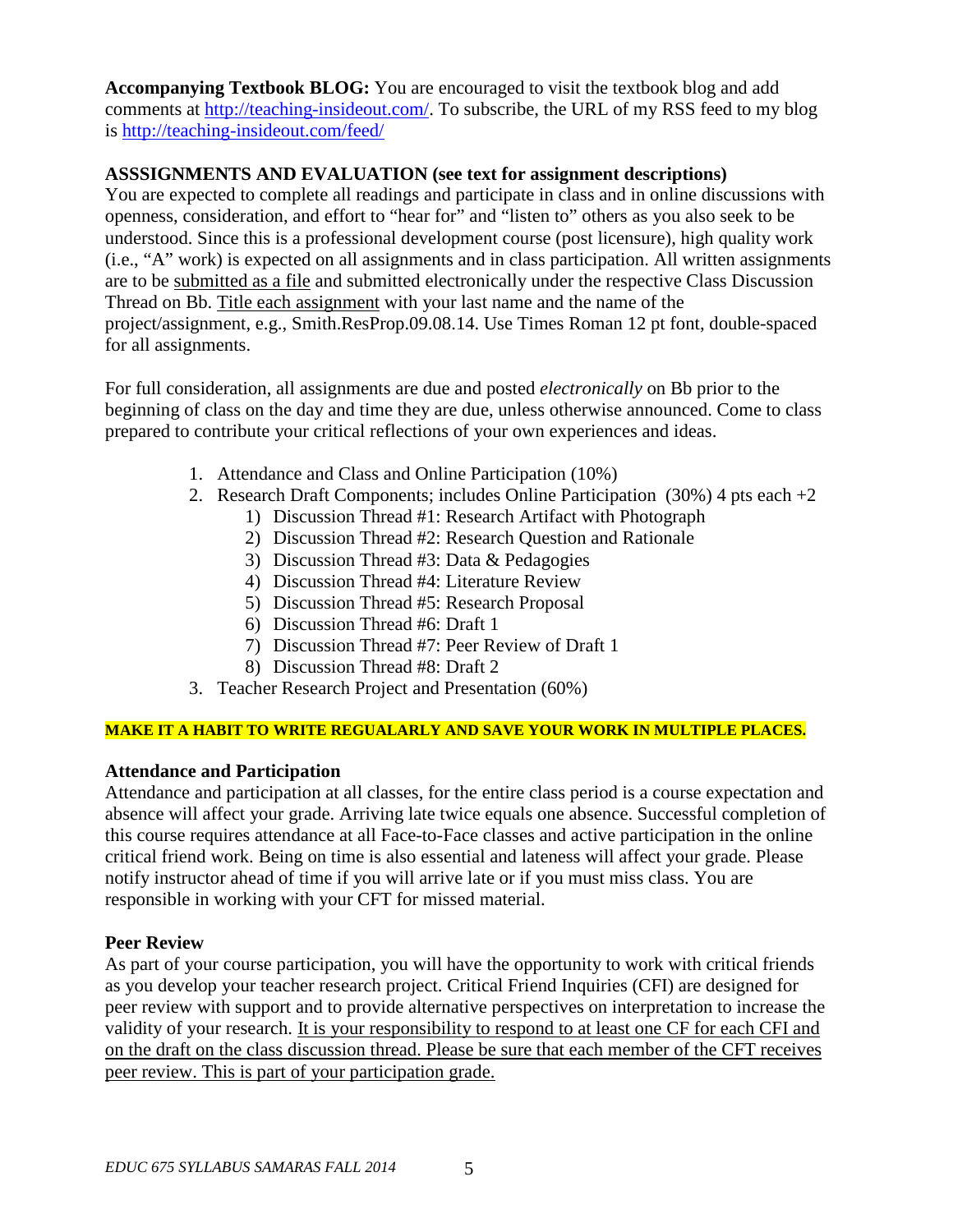**Accompanying Textbook BLOG:** You are encouraged to visit the textbook blog and add comments at http://teaching-insideout.com/. To subscribe, the URL of my RSS feed to my blog is http://teaching-insideout.com/feed/

**ASSSIGNMENTS AND EVALUATION (see text for assignment descriptions)**

You are expected to complete all readings and participate in class and in online discussions with openness, consideration, and effort to "hear for" and "listen to" others as you also seek to be understood. Since this is a professional development course (post licensure), high quality work (i.e., "A" work) is expected on all assignments and in class participation. All written assignments are to be submitted as a file and submitted electronically under the respective Class Discussion Thread on Bb. Title each assignment with your last name and the name of the project/assignment, e.g., Smith.ResProp.09.08.14. Use Times Roman 12 pt font, double-spaced for all assignments.

For full consideration, all assignments are due and posted *electronically* on Bb prior to the beginning of class on the day and time they are due, unless otherwise announced. Come to class prepared to contribute your critical reflections of your own experiences and ideas.

1. Attendance and Class and Online Participation (10%)
2. Research Draft Components; includes Online Participation (30%) 4 pts each +2
    1) Discussion Thread #1: Research Artifact with Photograph
    2) Discussion Thread #2: Research Question and Rationale
    3) Discussion Thread #3: Data & Pedagogies
    4) Discussion Thread #4: Literature Review
    5) Discussion Thread #5: Research Proposal
    6) Discussion Thread #6: Draft 1
    7) Discussion Thread #7: Peer Review of Draft 1
    8) Discussion Thread #8: Draft 2
3. Teacher Research Project and Presentation (60%)

**MAKE IT A HABIT TO WRITE REGUALARLY AND SAVE YOUR WORK IN MULTIPLE PLACES.**

**Attendance and Participation**

Attendance and participation at all classes, for the entire class period is a course expectation and absence will affect your grade. Arriving late twice equals one absence. Successful completion of this course requires attendance at all Face-to-Face classes and active participation in the online critical friend work. Being on time is also essential and lateness will affect your grade. Please notify instructor ahead of time if you will arrive late or if you must miss class. You are responsible in working with your CFT for missed material.

**Peer Review**

As part of your course participation, you will have the opportunity to work with critical friends as you develop your teacher research project. Critical Friend Inquiries (CFI) are designed for peer review with support and to provide alternative perspectives on interpretation to increase the validity of your research. It is your responsibility to respond to at least one CF for each CFI and on the draft on the class discussion thread. Please be sure that each member of the CFT receives peer review. This is part of your participation grade.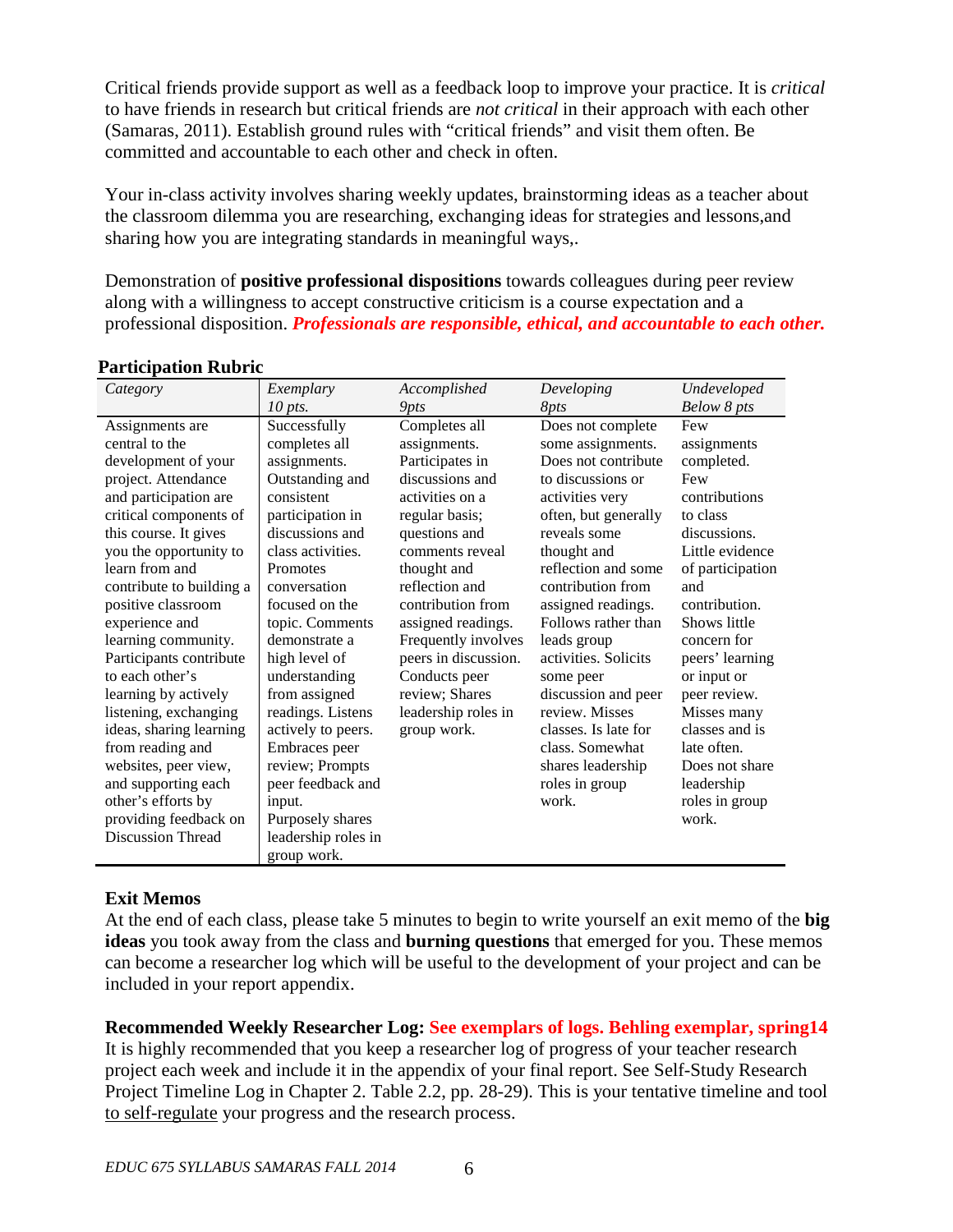Critical friends provide support as well as a feedback loop to improve your practice. It is *critical* to have friends in research but critical friends are *not critical* in their approach with each other (Samaras, 2011). Establish ground rules with "critical friends" and visit them often. Be committed and accountable to each other and check in often.

Your in-class activity involves sharing weekly updates, brainstorming ideas as a teacher about the classroom dilemma you are researching, exchanging ideas for strategies and lessons,and sharing how you are integrating standards in meaningful ways,.

Demonstration of **positive professional dispositions** towards colleagues during peer review along with a willingness to accept constructive criticism is a course expectation and a professional disposition. ***Professionals are responsible, ethical, and accountable to each other.***

**Participation Rubric**

| *Category* | *Exemplary 10 pts.* | *Accomplished 9pts* | *Developing 8pts* | *Undeveloped Below 8 pts* |
|---|---|---|---|---|
| Assignments are central to the development of your project. Attendance and participation are critical components of this course. It gives you the opportunity to learn from and contribute to building a positive classroom experience and learning community. Participants contribute to each other's learning by actively listening, exchanging ideas, sharing learning from reading and websites, peer view, and supporting each other's efforts by providing feedback on Discussion Thread | Successfully completes all assignments. Outstanding and consistent participation in discussions and class activities. Promotes conversation focused on the topic. Comments demonstrate a high level of understanding from assigned readings. Listens actively to peers. Embraces peer review; Prompts peer feedback and input. Purposely shares leadership roles in group work. | Completes all assignments. Participates in discussions and activities on a regular basis; questions and comments reveal thought and reflection and contribution from assigned readings. Frequently involves peers in discussion. Conducts peer review; Shares leadership roles in group work. | Does not complete some assignments. Does not contribute to discussions or activities very often, but generally reveals some thought and reflection and some contribution from assigned readings. Follows rather than leads group activities. Solicits some peer discussion and peer review. Misses classes. Is late for class. Somewhat shares leadership roles in group work. | Few assignments completed. Few contributions to class discussions. Little evidence of participation and contribution. Shows little concern for peers' learning or input or peer review. Misses many classes and is late often. Does not share leadership roles in group work. |

**Exit Memos**
At the end of each class, please take 5 minutes to begin to write yourself an exit memo of the **big ideas** you took away from the class and **burning questions** that emerged for you. These memos can become a researcher log which will be useful to the development of your project and can be included in your report appendix.

**Recommended Weekly Researcher Log: See exemplars of logs. Behling exemplar, spring14**
It is highly recommended that you keep a researcher log of progress of your teacher research project each week and include it in the appendix of your final report. See Self-Study Research Project Timeline Log in Chapter 2. Table 2.2, pp. 28-29). This is your tentative timeline and tool to self-regulate your progress and the research process.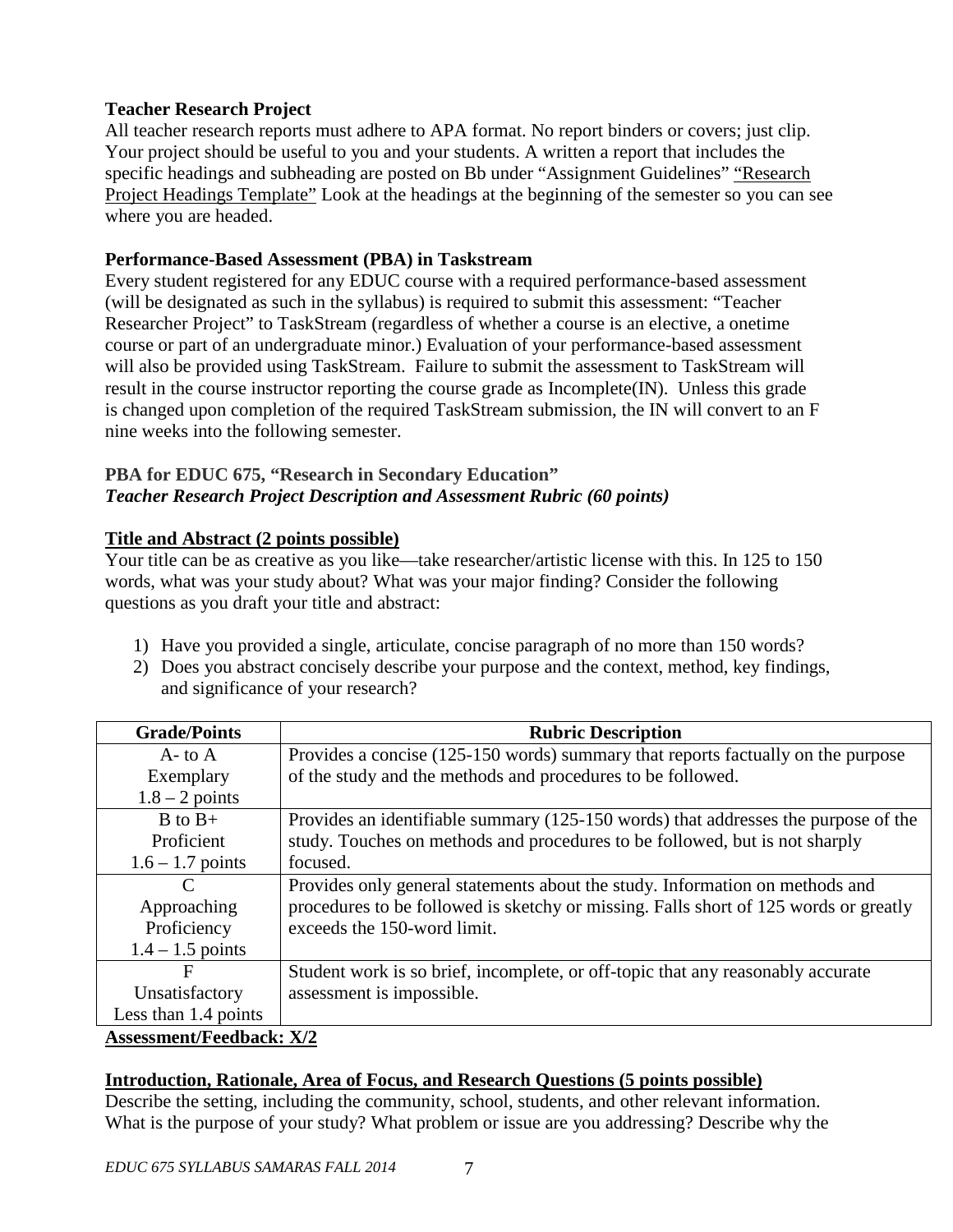**Teacher Research Project**

All teacher research reports must adhere to APA format. No report binders or covers; just clip. Your project should be useful to you and your students. A written a report that includes the specific headings and subheading are posted on Bb under "Assignment Guidelines" "Research Project Headings Template" Look at the headings at the beginning of the semester so you can see where you are headed.

**Performance-Based Assessment (PBA) in Taskstream**

Every student registered for any EDUC course with a required performance-based assessment (will be designated as such in the syllabus) is required to submit this assessment: "Teacher Researcher Project" to TaskStream (regardless of whether a course is an elective, a onetime course or part of an undergraduate minor.) Evaluation of your performance-based assessment will also be provided using TaskStream. Failure to submit the assessment to TaskStream will result in the course instructor reporting the course grade as Incomplete(IN). Unless this grade is changed upon completion of the required TaskStream submission, the IN will convert to an F nine weeks into the following semester.

**PBA for EDUC 675, "Research in Secondary Education"**
***Teacher Research Project Description and Assessment Rubric (60 points)***

**Title and Abstract (2 points possible)**

Your title can be as creative as you like—take researcher/artistic license with this. In 125 to 150 words, what was your study about? What was your major finding? Consider the following questions as you draft your title and abstract:

1) Have you provided a single, articulate, concise paragraph of no more than 150 words?
2) Does you abstract concisely describe your purpose and the context, method, key findings, and significance of your research?

| Grade/Points | Rubric Description |
|---|---|
| A- to A<br>Exemplary<br>1.8 – 2 points | Provides a concise (125-150 words) summary that reports factually on the purpose of the study and the methods and procedures to be followed. |
| B to B+<br>Proficient<br>1.6 – 1.7 points | Provides an identifiable summary (125-150 words) that addresses the purpose of the study. Touches on methods and procedures to be followed, but is not sharply focused. |
| C<br>Approaching<br>Proficiency<br>1.4 – 1.5 points | Provides only general statements about the study. Information on methods and procedures to be followed is sketchy or missing. Falls short of 125 words or greatly exceeds the 150-word limit. |
| F<br>Unsatisfactory<br>Less than 1.4 points | Student work is so brief, incomplete, or off-topic that any reasonably accurate assessment is impossible. |

**Assessment/Feedback: X/2**

**Introduction, Rationale, Area of Focus, and Research Questions (5 points possible)**

Describe the setting, including the community, school, students, and other relevant information. What is the purpose of your study? What problem or issue are you addressing? Describe why the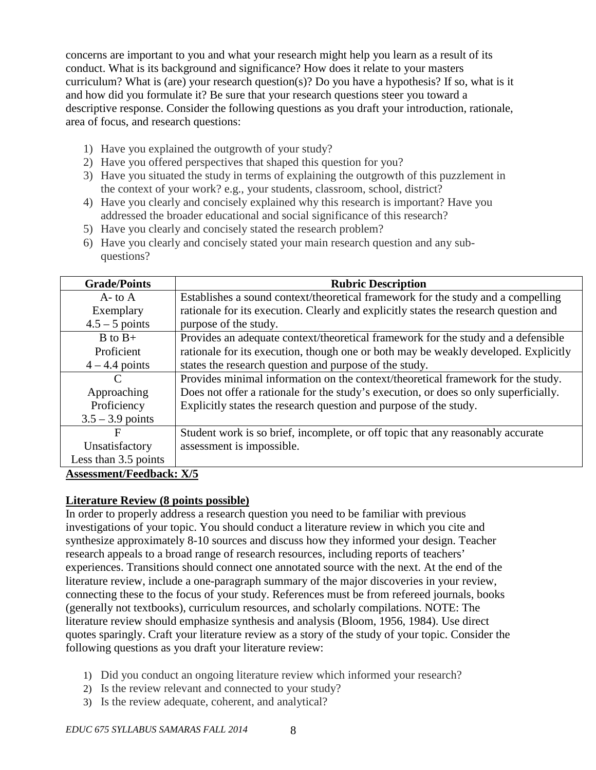concerns are important to you and what your research might help you learn as a result of its conduct. What is its background and significance? How does it relate to your masters curriculum? What is (are) your research question(s)? Do you have a hypothesis? If so, what is it and how did you formulate it? Be sure that your research questions steer you toward a descriptive response. Consider the following questions as you draft your introduction, rationale, area of focus, and research questions:

1) Have you explained the outgrowth of your study?
2) Have you offered perspectives that shaped this question for you?
3) Have you situated the study in terms of explaining the outgrowth of this puzzlement in the context of your work? e.g., your students, classroom, school, district?
4) Have you clearly and concisely explained why this research is important? Have you addressed the broader educational and social significance of this research?
5) Have you clearly and concisely stated the research problem?
6) Have you clearly and concisely stated your main research question and any sub-questions?

| Grade/Points | Rubric Description |
|---|---|
| A- to A<br>Exemplary<br>4.5 – 5 points | Establishes a sound context/theoretical framework for the study and a compelling rationale for its execution. Clearly and explicitly states the research question and purpose of the study. |
| B to B+<br>Proficient<br>4 – 4.4 points | Provides an adequate context/theoretical framework for the study and a defensible rationale for its execution, though one or both may be weakly developed. Explicitly states the research question and purpose of the study. |
| C<br>Approaching Proficiency<br>3.5 – 3.9 points | Provides minimal information on the context/theoretical framework for the study. Does not offer a rationale for the study's execution, or does so only superficially. Explicitly states the research question and purpose of the study. |
| F<br>Unsatisfactory<br>Less than 3.5 points | Student work is so brief, incomplete, or off topic that any reasonably accurate assessment is impossible. |

**Assessment/Feedback: X/5**

**Literature Review (8 points possible)**

In order to properly address a research question you need to be familiar with previous investigations of your topic. You should conduct a literature review in which you cite and synthesize approximately 8-10 sources and discuss how they informed your design. Teacher research appeals to a broad range of research resources, including reports of teachers' experiences. Transitions should connect one annotated source with the next. At the end of the literature review, include a one-paragraph summary of the major discoveries in your review, connecting these to the focus of your study. References must be from refereed journals, books (generally not textbooks), curriculum resources, and scholarly compilations. NOTE: The literature review should emphasize synthesis and analysis (Bloom, 1956, 1984). Use direct quotes sparingly. Craft your literature review as a story of the study of your topic. Consider the following questions as you draft your literature review:

1) Did you conduct an ongoing literature review which informed your research?
2) Is the review relevant and connected to your study?
3) Is the review adequate, coherent, and analytical?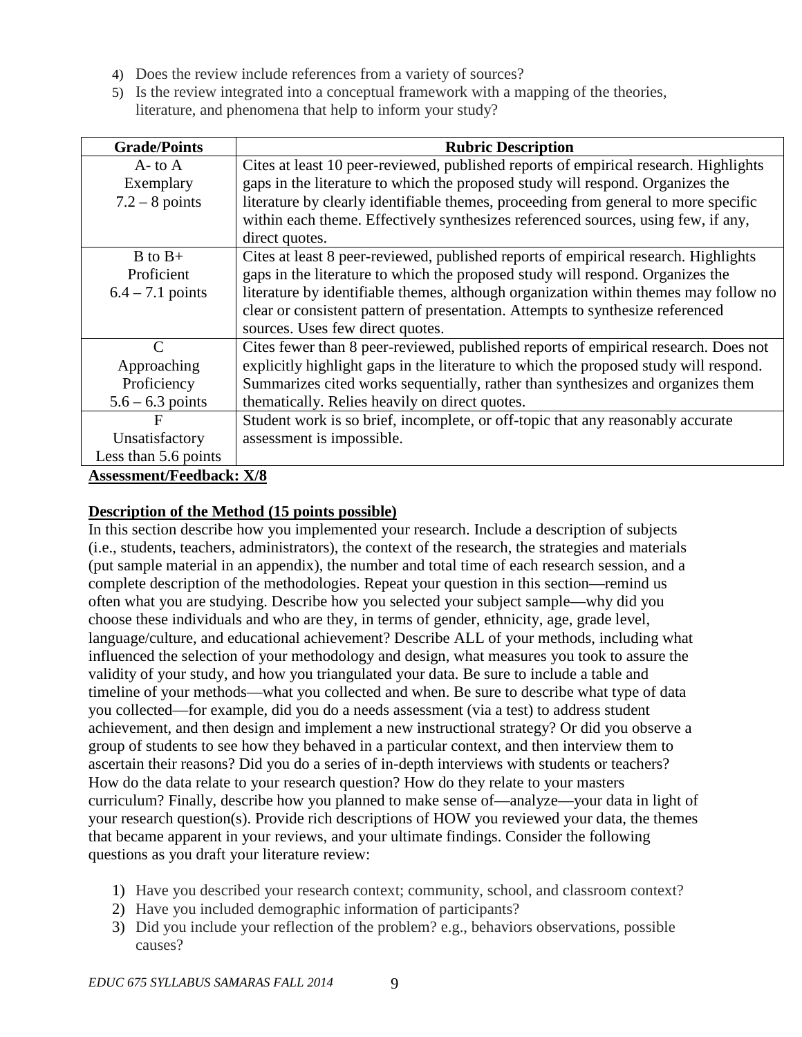4) Does the review include references from a variety of sources?
5) Is the review integrated into a conceptual framework with a mapping of the theories, literature, and phenomena that help to inform your study?

| Grade/Points | Rubric Description |
| --- | --- |
| A- to A<br>Exemplary<br>7.2 – 8 points | Cites at least 10 peer-reviewed, published reports of empirical research. Highlights gaps in the literature to which the proposed study will respond. Organizes the literature by clearly identifiable themes, proceeding from general to more specific within each theme. Effectively synthesizes referenced sources, using few, if any, direct quotes. |
| B to B+<br>Proficient<br>6.4 – 7.1 points | Cites at least 8 peer-reviewed, published reports of empirical research. Highlights gaps in the literature to which the proposed study will respond. Organizes the literature by identifiable themes, although organization within themes may follow no clear or consistent pattern of presentation. Attempts to synthesize referenced sources. Uses few direct quotes. |
| C<br>Approaching Proficiency<br>5.6 – 6.3 points | Cites fewer than 8 peer-reviewed, published reports of empirical research. Does not explicitly highlight gaps in the literature to which the proposed study will respond. Summarizes cited works sequentially, rather than synthesizes and organizes them thematically. Relies heavily on direct quotes. |
| F<br>Unsatisfactory<br>Less than 5.6 points | Student work is so brief, incomplete, or off-topic that any reasonably accurate assessment is impossible. |

**Assessment/Feedback: X/8**

**Description of the Method (15 points possible)**

In this section describe how you implemented your research. Include a description of subjects (i.e., students, teachers, administrators), the context of the research, the strategies and materials (put sample material in an appendix), the number and total time of each research session, and a complete description of the methodologies. Repeat your question in this section—remind us often what you are studying. Describe how you selected your subject sample—why did you choose these individuals and who are they, in terms of gender, ethnicity, age, grade level, language/culture, and educational achievement? Describe ALL of your methods, including what influenced the selection of your methodology and design, what measures you took to assure the validity of your study, and how you triangulated your data. Be sure to include a table and timeline of your methods—what you collected and when. Be sure to describe what type of data you collected—for example, did you do a needs assessment (via a test) to address student achievement, and then design and implement a new instructional strategy? Or did you observe a group of students to see how they behaved in a particular context, and then interview them to ascertain their reasons? Did you do a series of in-depth interviews with students or teachers? How do the data relate to your research question? How do they relate to your masters curriculum? Finally, describe how you planned to make sense of—analyze—your data in light of your research question(s). Provide rich descriptions of HOW you reviewed your data, the themes that became apparent in your reviews, and your ultimate findings. Consider the following questions as you draft your literature review:

1) Have you described your research context; community, school, and classroom context?
2) Have you included demographic information of participants?
3) Did you include your reflection of the problem? e.g., behaviors observations, possible causes?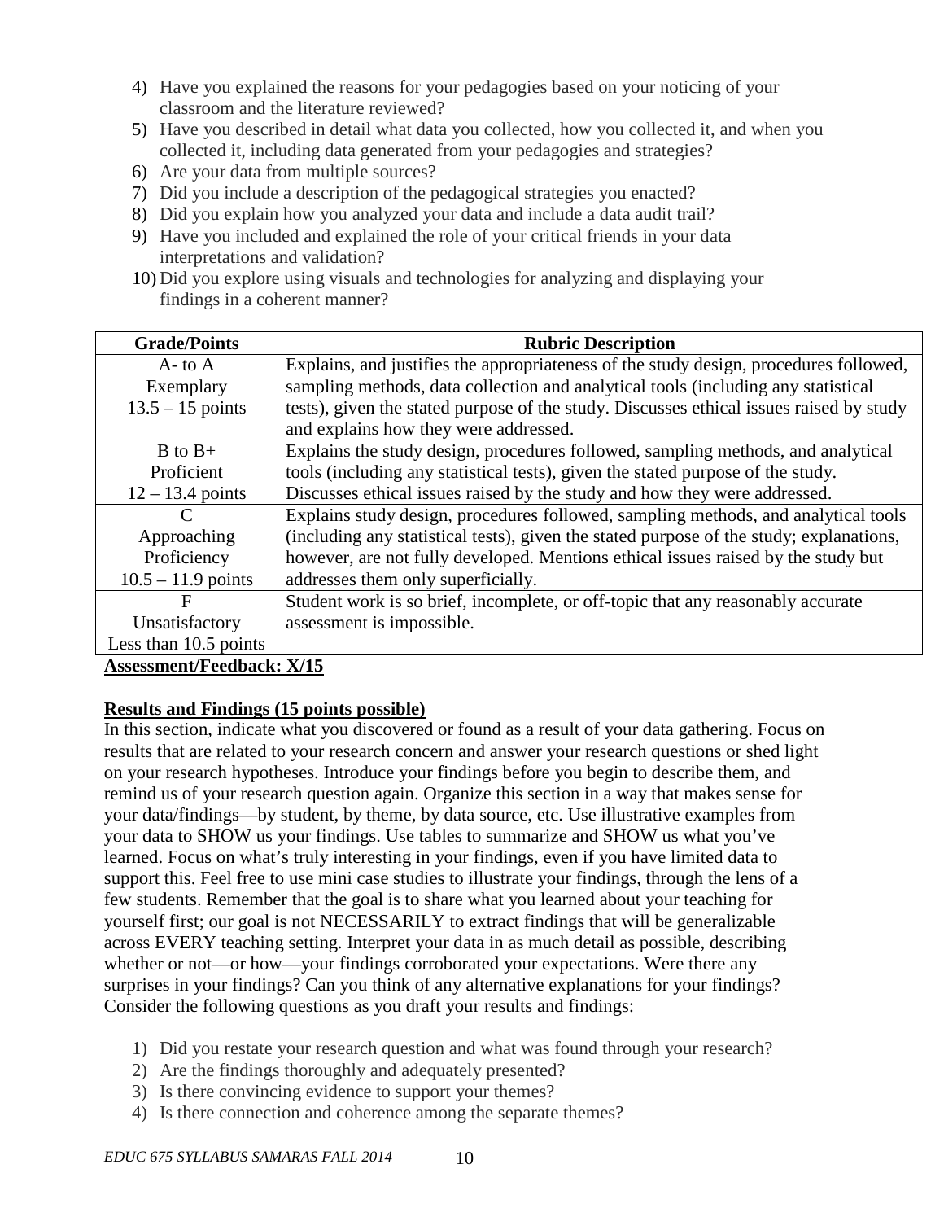4) Have you explained the reasons for your pedagogies based on your noticing of your classroom and the literature reviewed?
5) Have you described in detail what data you collected, how you collected it, and when you collected it, including data generated from your pedagogies and strategies?
6) Are your data from multiple sources?
7) Did you include a description of the pedagogical strategies you enacted?
8) Did you explain how you analyzed your data and include a data audit trail?
9) Have you included and explained the role of your critical friends in your data interpretations and validation?
10) Did you explore using visuals and technologies for analyzing and displaying your findings in a coherent manner?

| Grade/Points | Rubric Description |
|---|---|
| A- to A<br>Exemplary<br>13.5 – 15 points | Explains, and justifies the appropriateness of the study design, procedures followed, sampling methods, data collection and analytical tools (including any statistical tests), given the stated purpose of the study. Discusses ethical issues raised by study and explains how they were addressed. |
| B to B+<br>Proficient<br>12 – 13.4 points | Explains the study design, procedures followed, sampling methods, and analytical tools (including any statistical tests), given the stated purpose of the study. Discusses ethical issues raised by the study and how they were addressed. |
| C<br>Approaching<br>Proficiency<br>10.5 – 11.9 points | Explains study design, procedures followed, sampling methods, and analytical tools (including any statistical tests), given the stated purpose of the study; explanations, however, are not fully developed. Mentions ethical issues raised by the study but addresses them only superficially. |
| F<br>Unsatisfactory<br>Less than 10.5 points | Student work is so brief, incomplete, or off-topic that any reasonably accurate assessment is impossible. |

**Assessment/Feedback: X/15**

**Results and Findings (15 points possible)**

In this section, indicate what you discovered or found as a result of your data gathering. Focus on results that are related to your research concern and answer your research questions or shed light on your research hypotheses. Introduce your findings before you begin to describe them, and remind us of your research question again. Organize this section in a way that makes sense for your data/findings—by student, by theme, by data source, etc. Use illustrative examples from your data to SHOW us your findings. Use tables to summarize and SHOW us what you've learned. Focus on what's truly interesting in your findings, even if you have limited data to support this. Feel free to use mini case studies to illustrate your findings, through the lens of a few students. Remember that the goal is to share what you learned about your teaching for yourself first; our goal is not NECESSARILY to extract findings that will be generalizable across EVERY teaching setting. Interpret your data in as much detail as possible, describing whether or not—or how—your findings corroborated your expectations. Were there any surprises in your findings? Can you think of any alternative explanations for your findings? Consider the following questions as you draft your results and findings:

1) Did you restate your research question and what was found through your research?
2) Are the findings thoroughly and adequately presented?
3) Is there convincing evidence to support your themes?
4) Is there connection and coherence among the separate themes?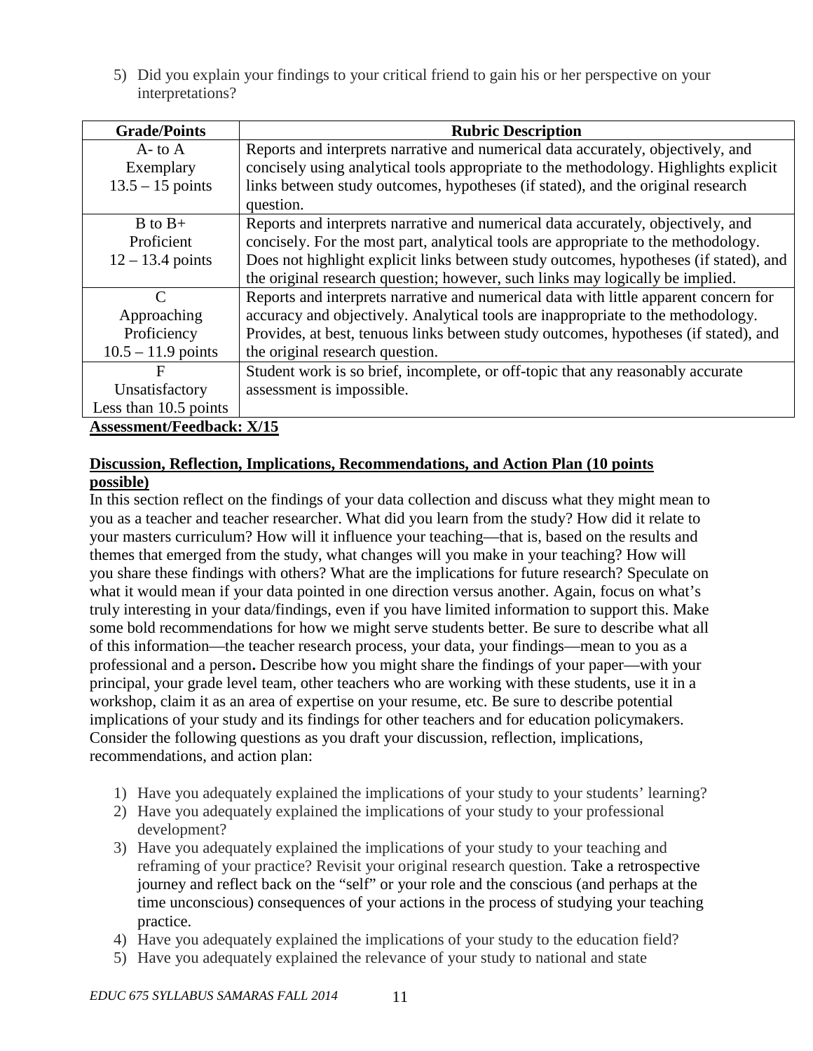5) Did you explain your findings to your critical friend to gain his or her perspective on your interpretations?

| Grade/Points | Rubric Description |
| --- | --- |
| A- to A<br>Exemplary<br>13.5 – 15 points | Reports and interprets narrative and numerical data accurately, objectively, and concisely using analytical tools appropriate to the methodology. Highlights explicit links between study outcomes, hypotheses (if stated), and the original research question. |
| B to B+<br>Proficient<br>12 – 13.4 points | Reports and interprets narrative and numerical data accurately, objectively, and concisely. For the most part, analytical tools are appropriate to the methodology. Does not highlight explicit links between study outcomes, hypotheses (if stated), and the original research question; however, such links may logically be implied. |
| C<br>Approaching Proficiency<br>10.5 – 11.9 points | Reports and interprets narrative and numerical data with little apparent concern for accuracy and objectively. Analytical tools are inappropriate to the methodology. Provides, at best, tenuous links between study outcomes, hypotheses (if stated), and the original research question. |
| F<br>Unsatisfactory<br>Less than 10.5 points | Student work is so brief, incomplete, or off-topic that any reasonably accurate assessment is impossible. |

**Assessment/Feedback: X/15**

**Discussion, Reflection, Implications, Recommendations, and Action Plan (10 points possible)**

In this section reflect on the findings of your data collection and discuss what they might mean to you as a teacher and teacher researcher. What did you learn from the study? How did it relate to your masters curriculum? How will it influence your teaching—that is, based on the results and themes that emerged from the study, what changes will you make in your teaching? How will you share these findings with others? What are the implications for future research? Speculate on what it would mean if your data pointed in one direction versus another. Again, focus on what's truly interesting in your data/findings, even if you have limited information to support this. Make some bold recommendations for how we might serve students better. Be sure to describe what all of this information—the teacher research process, your data, your findings—mean to you as a professional and a person**.** Describe how you might share the findings of your paper—with your principal, your grade level team, other teachers who are working with these students, use it in a workshop, claim it as an area of expertise on your resume, etc. Be sure to describe potential implications of your study and its findings for other teachers and for education policymakers. Consider the following questions as you draft your discussion, reflection, implications, recommendations, and action plan:

1) Have you adequately explained the implications of your study to your students' learning?
2) Have you adequately explained the implications of your study to your professional development?
3) Have you adequately explained the implications of your study to your teaching and reframing of your practice? Revisit your original research question. Take a retrospective journey and reflect back on the "self" or your role and the conscious (and perhaps at the time unconscious) consequences of your actions in the process of studying your teaching practice.
4) Have you adequately explained the implications of your study to the education field?
5) Have you adequately explained the relevance of your study to national and state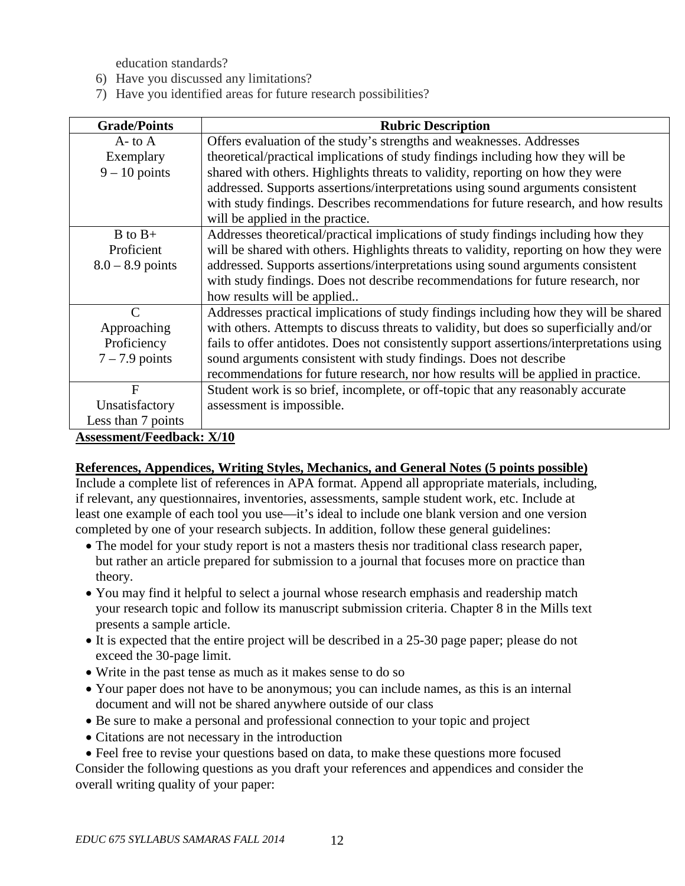education standards?

6) Have you discussed any limitations?
7) Have you identified areas for future research possibilities?

| Grade/Points | Rubric Description |
|---|---|
| A- to A<br>Exemplary<br>9 – 10 points | Offers evaluation of the study's strengths and weaknesses. Addresses theoretical/practical implications of study findings including how they will be shared with others. Highlights threats to validity, reporting on how they were addressed. Supports assertions/interpretations using sound arguments consistent with study findings. Describes recommendations for future research, and how results will be applied in the practice. |
| B to B+<br>Proficient<br>8.0 – 8.9 points | Addresses theoretical/practical implications of study findings including how they will be shared with others. Highlights threats to validity, reporting on how they were addressed. Supports assertions/interpretations using sound arguments consistent with study findings. Does not describe recommendations for future research, nor how results will be applied.. |
| C<br>Approaching Proficiency<br>7 – 7.9 points | Addresses practical implications of study findings including how they will be shared with others. Attempts to discuss threats to validity, but does so superficially and/or fails to offer antidotes. Does not consistently support assertions/interpretations using sound arguments consistent with study findings. Does not describe recommendations for future research, nor how results will be applied in practice. |
| F<br>Unsatisfactory<br>Less than 7 points | Student work is so brief, incomplete, or off-topic that any reasonably accurate assessment is impossible. |

**Assessment/Feedback: X/10**

**References, Appendices, Writing Styles, Mechanics, and General Notes (5 points possible)**

Include a complete list of references in APA format. Append all appropriate materials, including, if relevant, any questionnaires, inventories, assessments, sample student work, etc. Include at least one example of each tool you use—it's ideal to include one blank version and one version completed by one of your research subjects. In addition, follow these general guidelines:

- The model for your study report is not a masters thesis nor traditional class research paper, but rather an article prepared for submission to a journal that focuses more on practice than theory.
- You may find it helpful to select a journal whose research emphasis and readership match your research topic and follow its manuscript submission criteria. Chapter 8 in the Mills text presents a sample article.
- It is expected that the entire project will be described in a 25-30 page paper; please do not exceed the 30-page limit.
- Write in the past tense as much as it makes sense to do so
- Your paper does not have to be anonymous; you can include names, as this is an internal document and will not be shared anywhere outside of our class
- Be sure to make a personal and professional connection to your topic and project
- Citations are not necessary in the introduction
- Feel free to revise your questions based on data, to make these questions more focused

Consider the following questions as you draft your references and appendices and consider the overall writing quality of your paper: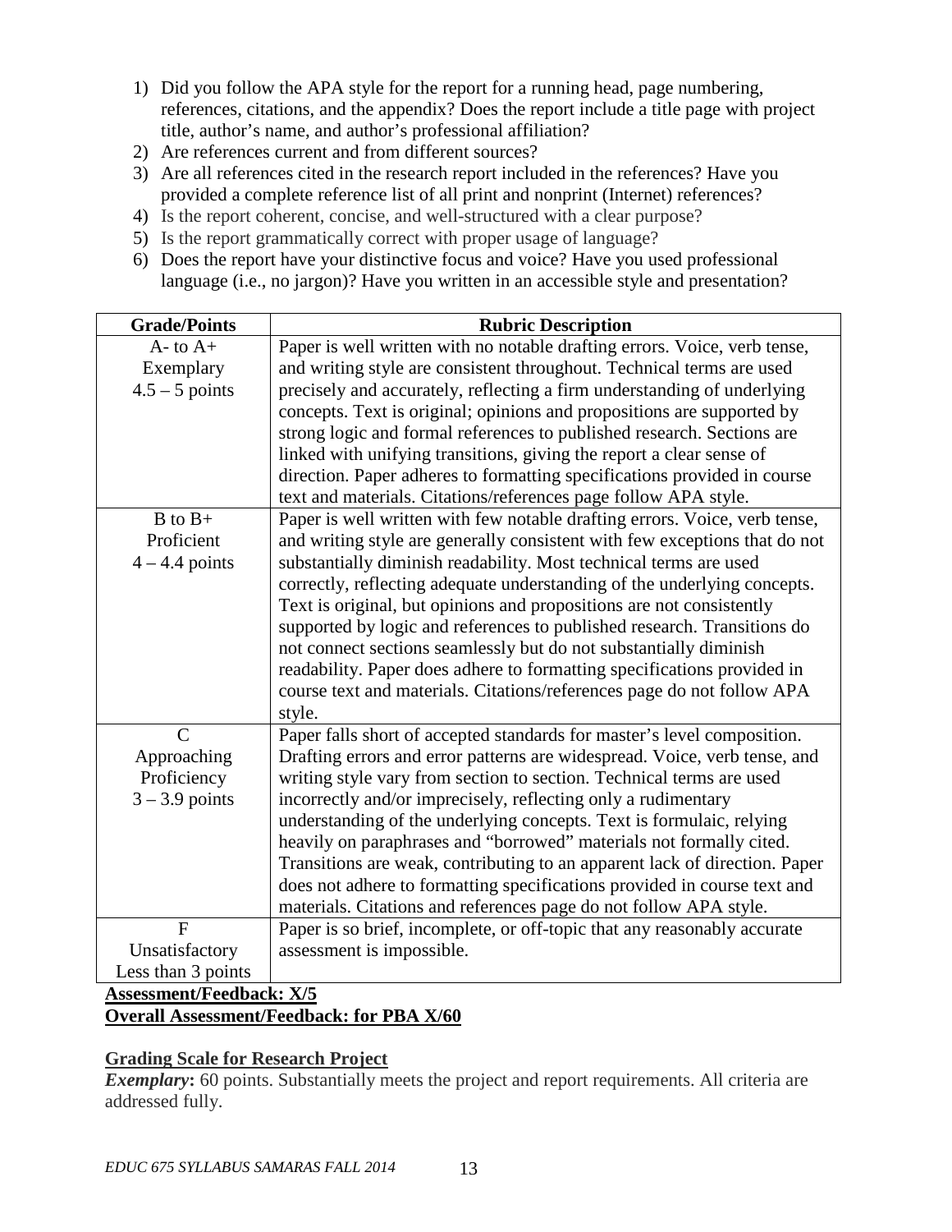1) Did you follow the APA style for the report for a running head, page numbering, references, citations, and the appendix? Does the report include a title page with project title, author's name, and author's professional affiliation?
2) Are references current and from different sources?
3) Are all references cited in the research report included in the references? Have you provided a complete reference list of all print and nonprint (Internet) references?
4) Is the report coherent, concise, and well-structured with a clear purpose?
5) Is the report grammatically correct with proper usage of language?
6) Does the report have your distinctive focus and voice? Have you used professional language (i.e., no jargon)? Have you written in an accessible style and presentation?

| Grade/Points | Rubric Description |
|---|---|
| A- to A+<br>Exemplary<br>4.5 – 5 points | Paper is well written with no notable drafting errors. Voice, verb tense, and writing style are consistent throughout. Technical terms are used precisely and accurately, reflecting a firm understanding of underlying concepts. Text is original; opinions and propositions are supported by strong logic and formal references to published research. Sections are linked with unifying transitions, giving the report a clear sense of direction. Paper adheres to formatting specifications provided in course text and materials. Citations/references page follow APA style. |
| B to B+<br>Proficient<br>4 – 4.4 points | Paper is well written with few notable drafting errors. Voice, verb tense, and writing style are generally consistent with few exceptions that do not substantially diminish readability. Most technical terms are used correctly, reflecting adequate understanding of the underlying concepts. Text is original, but opinions and propositions are not consistently supported by logic and references to published research. Transitions do not connect sections seamlessly but do not substantially diminish readability. Paper does adhere to formatting specifications provided in course text and materials. Citations/references page do not follow APA style. |
| C<br>Approaching Proficiency<br>3 – 3.9 points | Paper falls short of accepted standards for master's level composition. Drafting errors and error patterns are widespread. Voice, verb tense, and writing style vary from section to section. Technical terms are used incorrectly and/or imprecisely, reflecting only a rudimentary understanding of the underlying concepts. Text is formulaic, relying heavily on paraphrases and "borrowed" materials not formally cited. Transitions are weak, contributing to an apparent lack of direction. Paper does not adhere to formatting specifications provided in course text and materials. Citations and references page do not follow APA style. |
| F<br>Unsatisfactory<br>Less than 3 points | Paper is so brief, incomplete, or off-topic that any reasonably accurate assessment is impossible. |

**Assessment/Feedback: X/5**

**Overall Assessment/Feedback: for PBA X/60**

**Grading Scale for Research Project**

***Exemplary*****:** 60 points. Substantially meets the project and report requirements. All criteria are addressed fully.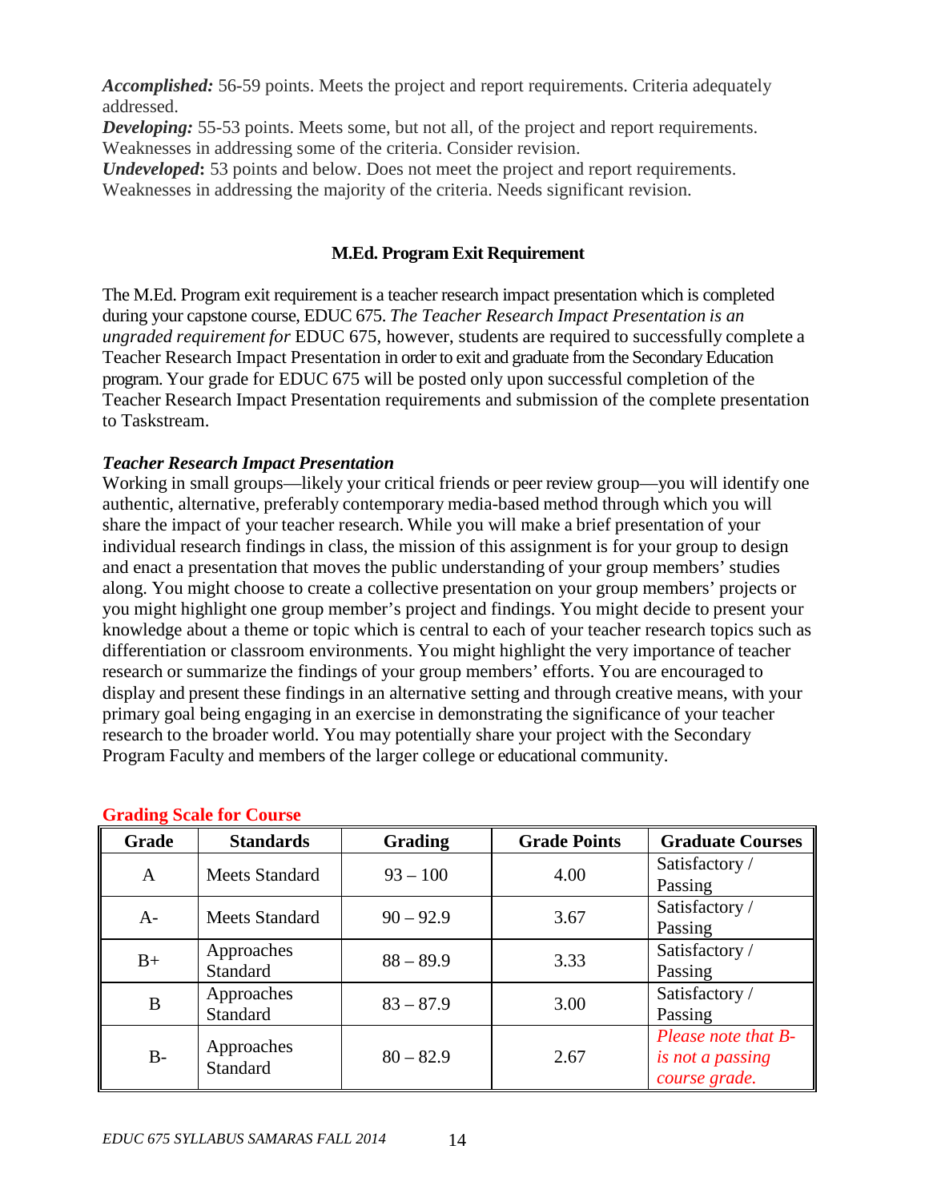***Accomplished:*** 56-59 points. Meets the project and report requirements. Criteria adequately addressed.

***Developing:*** 55-53 points. Meets some, but not all, of the project and report requirements. Weaknesses in addressing some of the criteria. Consider revision.

***Undeveloped*:** 53 points and below. Does not meet the project and report requirements. Weaknesses in addressing the majority of the criteria. Needs significant revision.

## M.Ed. Program Exit Requirement

The M.Ed. Program exit requirement is a teacher research impact presentation which is completed during your capstone course, EDUC 675. *The Teacher Research Impact Presentation is an ungraded requirement for* EDUC 675, however, students are required to successfully complete a Teacher Research Impact Presentation in order to exit and graduate from the Secondary Education program. Your grade for EDUC 675 will be posted only upon successful completion of the Teacher Research Impact Presentation requirements and submission of the complete presentation to Taskstream.

### *Teacher Research Impact Presentation*

Working in small groups—likely your critical friends or peer review group—you will identify one authentic, alternative, preferably contemporary media-based method through which you will share the impact of your teacher research. While you will make a brief presentation of your individual research findings in class, the mission of this assignment is for your group to design and enact a presentation that moves the public understanding of your group members' studies along. You might choose to create a collective presentation on your group members' projects or you might highlight one group member's project and findings. You might decide to present your knowledge about a theme or topic which is central to each of your teacher research topics such as differentiation or classroom environments. You might highlight the very importance of teacher research or summarize the findings of your group members' efforts. You are encouraged to display and present these findings in an alternative setting and through creative means, with your primary goal being engaging in an exercise in demonstrating the significance of your teacher research to the broader world. You may potentially share your project with the Secondary Program Faculty and members of the larger college or educational community.

### Grading Scale for Course

| Grade | Standards | Grading | Grade Points | Graduate Courses |
|---|---|---|---|---|
| A | Meets Standard | 93 – 100 | 4.00 | Satisfactory / Passing |
| A- | Meets Standard | 90 – 92.9 | 3.67 | Satisfactory / Passing |
| B+ | Approaches Standard | 88 – 89.9 | 3.33 | Satisfactory / Passing |
| B | Approaches Standard | 83 – 87.9 | 3.00 | Satisfactory / Passing |
| B- | Approaches Standard | 80 – 82.9 | 2.67 | *Please note that B- is not a passing course grade.* |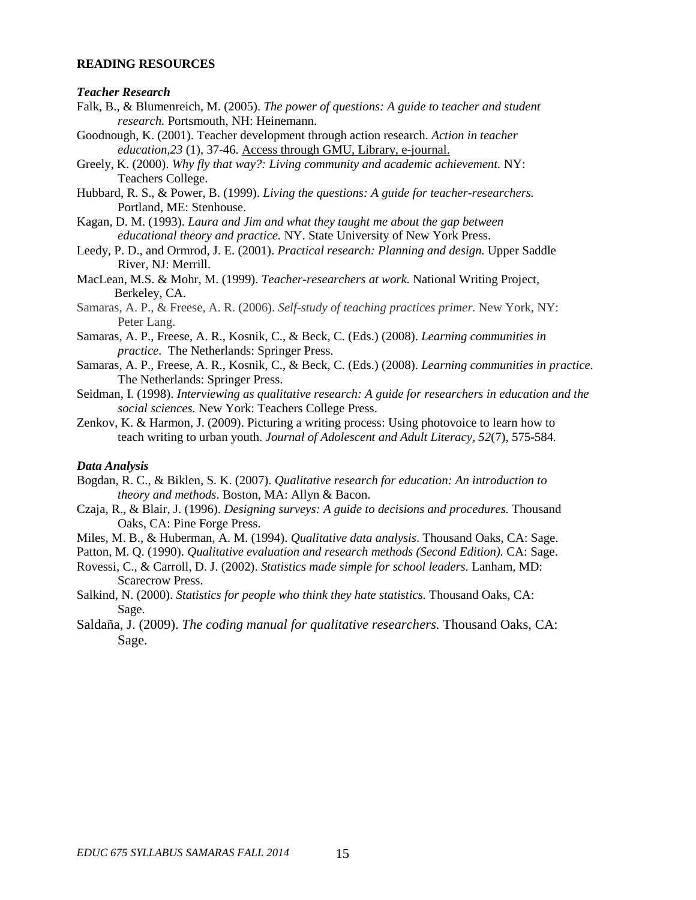**READING RESOURCES**

***Teacher Research***

Falk, B., & Blumenreich, M. (2005). *The power of questions: A guide to teacher and student research.* Portsmouth, NH: Heinemann.

Goodnough, K. (2001). Teacher development through action research. *Action in teacher education,23* (1), 37-46. Access through GMU, Library, e-journal.

Greely, K. (2000). *Why fly that way?: Living community and academic achievement.* NY: Teachers College.

Hubbard, R. S., & Power, B. (1999). *Living the questions: A guide for teacher-researchers.* Portland, ME: Stenhouse.

Kagan, D. M. (1993). *Laura and Jim and what they taught me about the gap between educational theory and practice.* NY. State University of New York Press.

Leedy, P. D., and Ormrod, J. E. (2001). *Practical research: Planning and design.* Upper Saddle River, NJ: Merrill.

MacLean, M.S. & Mohr, M. (1999). *Teacher-researchers at work*. National Writing Project, Berkeley, CA.

Samaras, A. P., & Freese, A. R. (2006). *Self-study of teaching practices primer.* New York, NY: Peter Lang.

Samaras, A. P., Freese, A. R., Kosnik, C., & Beck, C. (Eds.) (2008). *Learning communities in practice.* The Netherlands: Springer Press.

Samaras, A. P., Freese, A. R., Kosnik, C., & Beck, C. (Eds.) (2008). *Learning communities in practice.* The Netherlands: Springer Press.

Seidman, I. (1998). *Interviewing as qualitative research: A guide for researchers in education and the social sciences.* New York: Teachers College Press.

Zenkov, K. & Harmon, J. (2009). Picturing a writing process: Using photovoice to learn how to teach writing to urban youth. *Journal of Adolescent and Adult Literacy, 52*(7), 575-584*.*

***Data Analysis***

Bogdan, R. C., & Biklen, S. K. (2007). *Qualitative research for education: An introduction to theory and methods*. Boston, MA: Allyn & Bacon.

Czaja, R., & Blair, J. (1996). *Designing surveys: A guide to decisions and procedures.* Thousand Oaks, CA: Pine Forge Press.

Miles, M. B., & Huberman, A. M. (1994). *Qualitative data analysis*. Thousand Oaks, CA: Sage.

Patton, M. Q. (1990). *Qualitative evaluation and research methods (Second Edition).* CA: Sage.

Rovessi, C., & Carroll, D. J. (2002). *Statistics made simple for school leaders.* Lanham, MD: Scarecrow Press.

Salkind, N. (2000). *Statistics for people who think they hate statistics.* Thousand Oaks, CA: Sage.

Saldaña, J. (2009). *The coding manual for qualitative researchers.* Thousand Oaks, CA: Sage.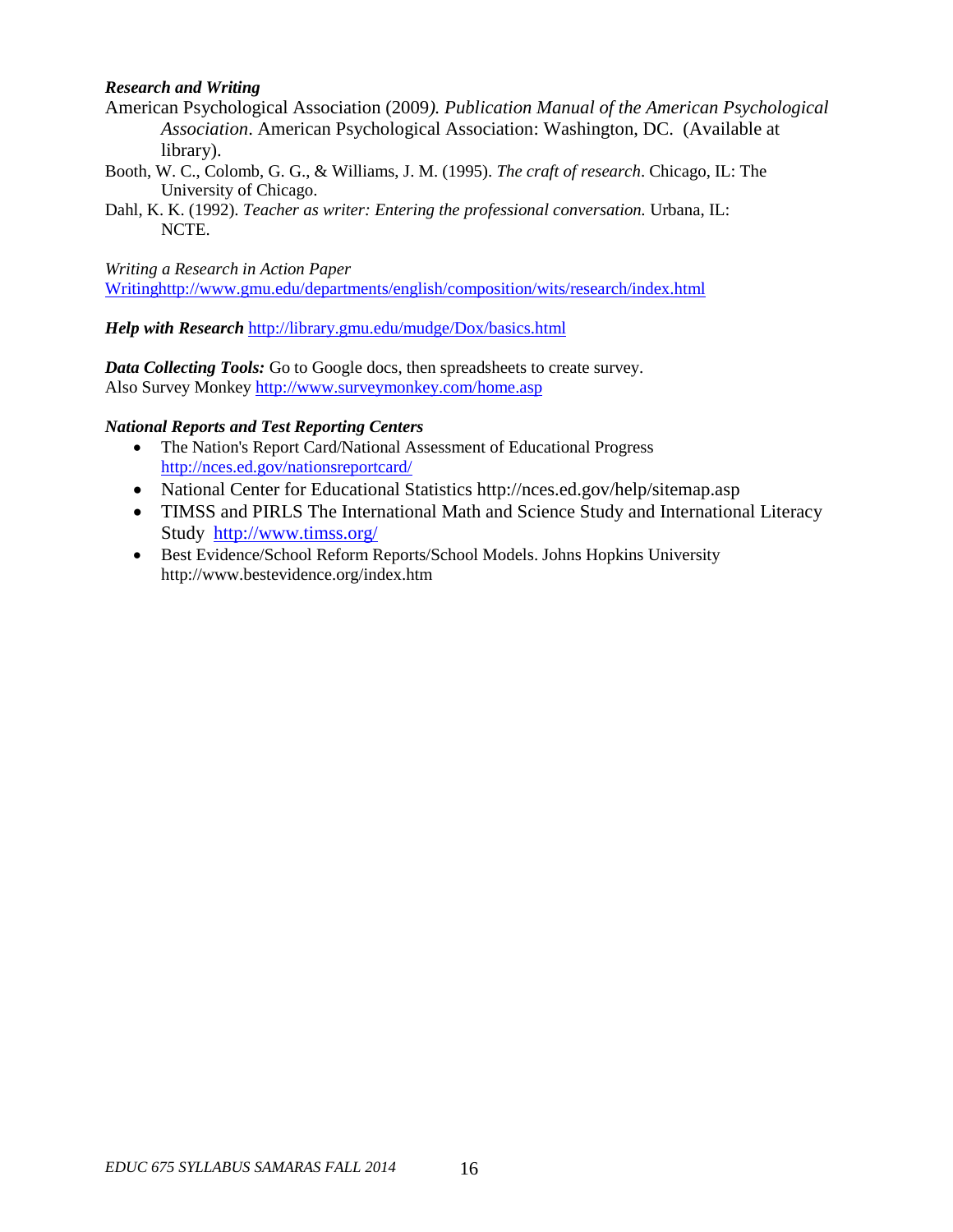***Research and Writing***

American Psychological Association (2009*). Publication Manual of the American Psychological Association*. American Psychological Association: Washington, DC. (Available at library).

Booth, W. C., Colomb, G. G., & Williams, J. M. (1995). *The craft of research*. Chicago, IL: The University of Chicago.

Dahl, K. K. (1992). *Teacher as writer: Entering the professional conversation.* Urbana, IL: NCTE.

*Writing a Research in Action Paper*
Writinghttp://www.gmu.edu/departments/english/composition/wits/research/index.html

***Help with Research*** http://library.gmu.edu/mudge/Dox/basics.html

***Data Collecting Tools:*** Go to Google docs, then spreadsheets to create survey.
Also Survey Monkey http://www.surveymonkey.com/home.asp

***National Reports and Test Reporting Centers***

- The Nation's Report Card/National Assessment of Educational Progress http://nces.ed.gov/nationsreportcard/
- National Center for Educational Statistics http://nces.ed.gov/help/sitemap.asp
- TIMSS and PIRLS The International Math and Science Study and International Literacy Study http://www.timss.org/
- Best Evidence/School Reform Reports/School Models. Johns Hopkins University http://www.bestevidence.org/index.htm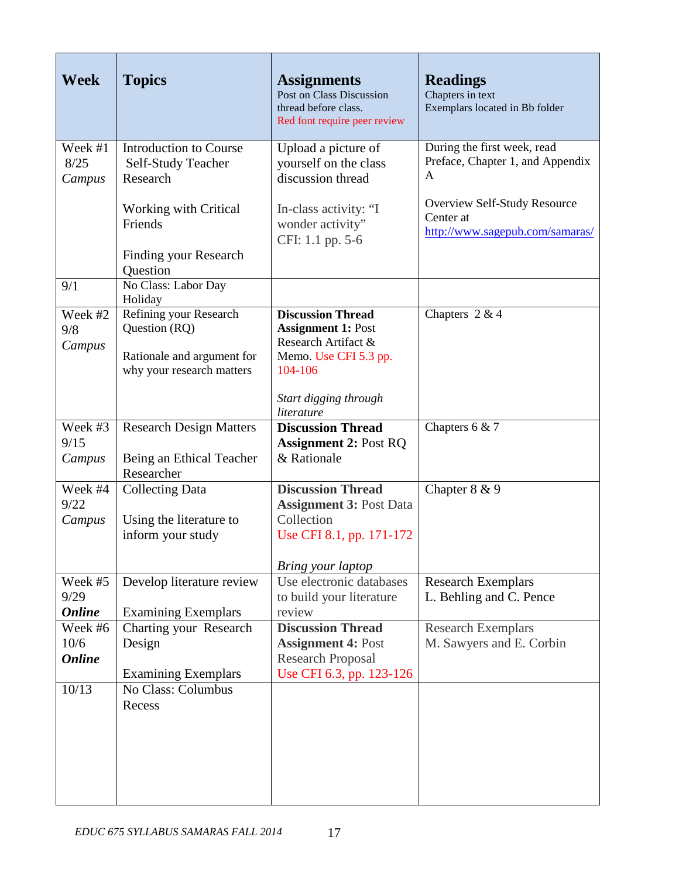| **Week** | **Topics** | **Assignments** Post on Class Discussion thread before class. Red font require peer review | **Readings** Chapters in text Exemplars located in Bb folder |
|---|---|---|---|
| Week #1 8/25 *Campus* | Introduction to Course Self-Study Teacher Research<br><br>Working with Critical Friends<br><br>Finding your Research Question | Upload a picture of yourself on the class discussion thread<br><br>In-class activity: "I wonder activity" CFI: 1.1 pp. 5-6 | During the first week, read Preface, Chapter 1, and Appendix A<br><br>Overview Self-Study Resource Center at http://www.sagepub.com/samaras/ |
| 9/1 | No Class: Labor Day Holiday | | |
| Week #2 9/8 *Campus* | Refining your Research Question (RQ)<br><br>Rationale and argument for why your research matters | **Discussion Thread Assignment 1:** Post Research Artifact & Memo. Use CFI 5.3 pp. 104-106<br><br>*Start digging through literature* | Chapters 2 & 4 |
| Week #3 9/15 *Campus* | Research Design Matters<br><br>Being an Ethical Teacher Researcher | **Discussion Thread Assignment 2:** Post RQ & Rationale | Chapters 6 & 7 |
| Week #4 9/22 *Campus* | Collecting Data<br><br>Using the literature to inform your study | **Discussion Thread Assignment 3:** Post Data Collection Use CFI 8.1, pp. 171-172<br><br>*Bring your laptop* | Chapter 8 & 9 |
| Week #5 9/29 ***Online*** | Develop literature review<br><br>Examining Exemplars | Use electronic databases to build your literature review | Research Exemplars L. Behling and C. Pence |
| Week #6 10/6 ***Online*** | Charting your Research Design<br><br>Examining Exemplars | **Discussion Thread Assignment 4:** Post Research Proposal Use CFI 6.3, pp. 123-126 | Research Exemplars M. Sawyers and E. Corbin |
| 10/13 | No Class: Columbus Recess | | |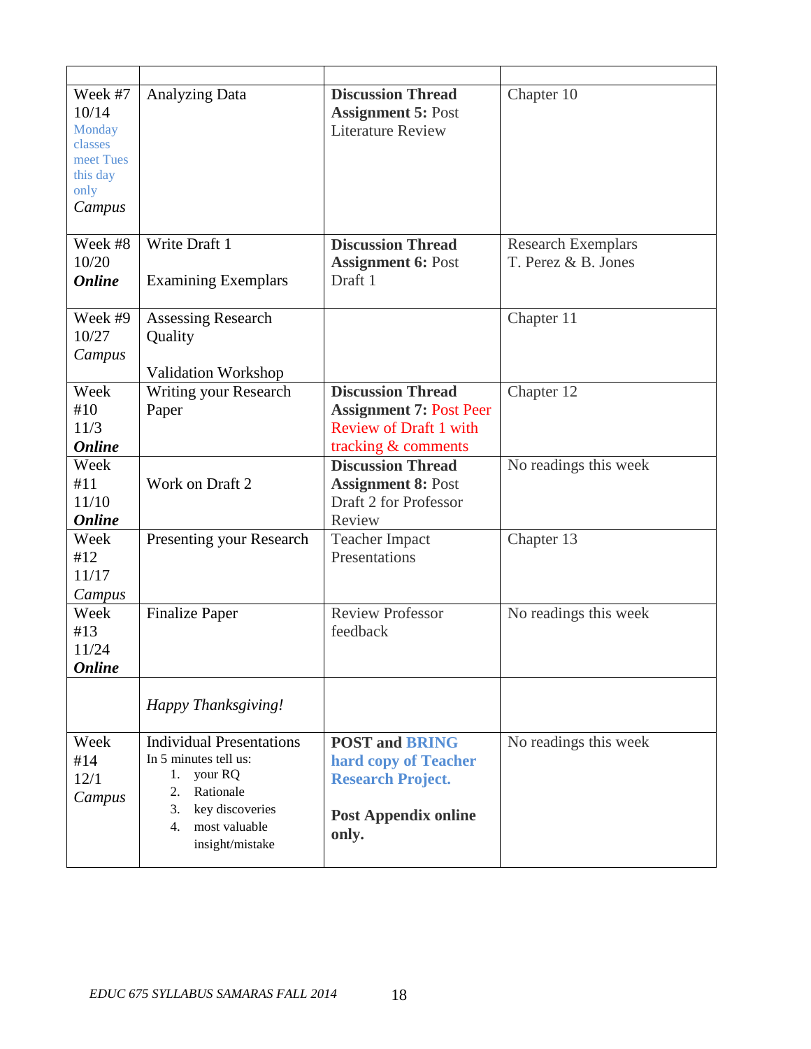| | | | |
|---|---|---|---|
| Week #7 10/14 Monday classes meet Tues this day only *Campus* | Analyzing Data | **Discussion Thread Assignment 5:** Post Literature Review | Chapter 10 |
| Week #8 10/20 ***Online*** | Write Draft 1<br><br>Examining Exemplars | **Discussion Thread Assignment 6:** Post Draft 1 | Research Exemplars T. Perez & B. Jones |
| Week #9 10/27 *Campus* | Assessing Research Quality<br><br>Validation Workshop | | Chapter 11 |
| Week #10 11/3 ***Online*** | Writing your Research Paper | **Discussion Thread Assignment 7:** Post Peer Review of Draft 1 with tracking & comments | Chapter 12 |
| Week #11 11/10 ***Online*** | Work on Draft 2 | **Discussion Thread Assignment 8:** Post Draft 2 for Professor Review | No readings this week |
| Week #12 11/17 *Campus* | Presenting your Research | Teacher Impact Presentations | Chapter 13 |
| Week #13 11/24 ***Online*** | Finalize Paper | Review Professor feedback | No readings this week |
| | *Happy Thanksgiving!* | | |
| Week #14 12/1 *Campus* | Individual Presentations<br>In 5 minutes tell us:<br>1. your RQ<br>2. Rationale<br>3. key discoveries<br>4. most valuable insight/mistake | **POST and BRING hard copy of Teacher Research Project.**<br><br>**Post Appendix online only.** | No readings this week |